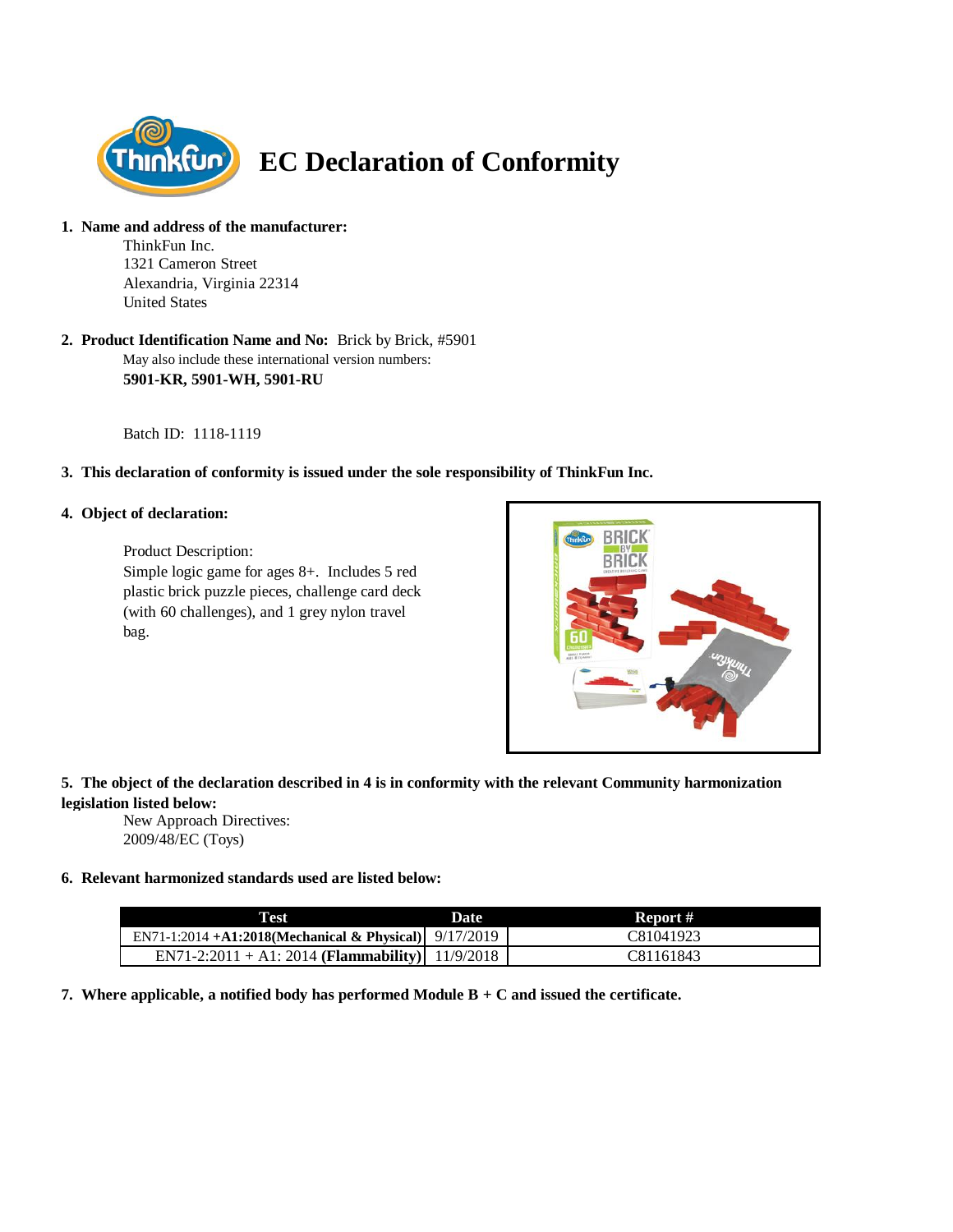# EC Declaration of Conformity

1. **Name and address of the manufacturer:**

   ThinkFun Inc.
   1321 Cameron Street
   Alexandria, Virginia 22314
   United States

2. **Product Identification Name and No:** Brick by Brick, #5901

   May also include these international version numbers:
   **5901-KR, 5901-WH, 5901-RU**

   Batch ID: 1118-1119

3. **This declaration of conformity is issued under the sole responsibility of ThinkFun Inc.**

4. **Object of declaration:**

   Product Description:
   Simple logic game for ages 8+. Includes 5 red plastic brick puzzle pieces, challenge card deck (with 60 challenges), and 1 grey nylon travel bag.

5. **The object of the declaration described in 4 is in conformity with the relevant Community harmonization legislation listed below:**

   New Approach Directives:
   2009/48/EC (Toys)

6. **Relevant harmonized standards used are listed below:**

| Test | Date | Report # |
|---|---|---|
| EN71-1:2014 **+A1:2018(Mechanical & Physical)** | 9/17/2019 | C81041923 |
| EN71-2:2011 + A1: 2014 **(Flammability)** | 11/9/2018 | C81161843 |

7. **Where applicable, a notified body has performed Module B + C and issued the certificate.**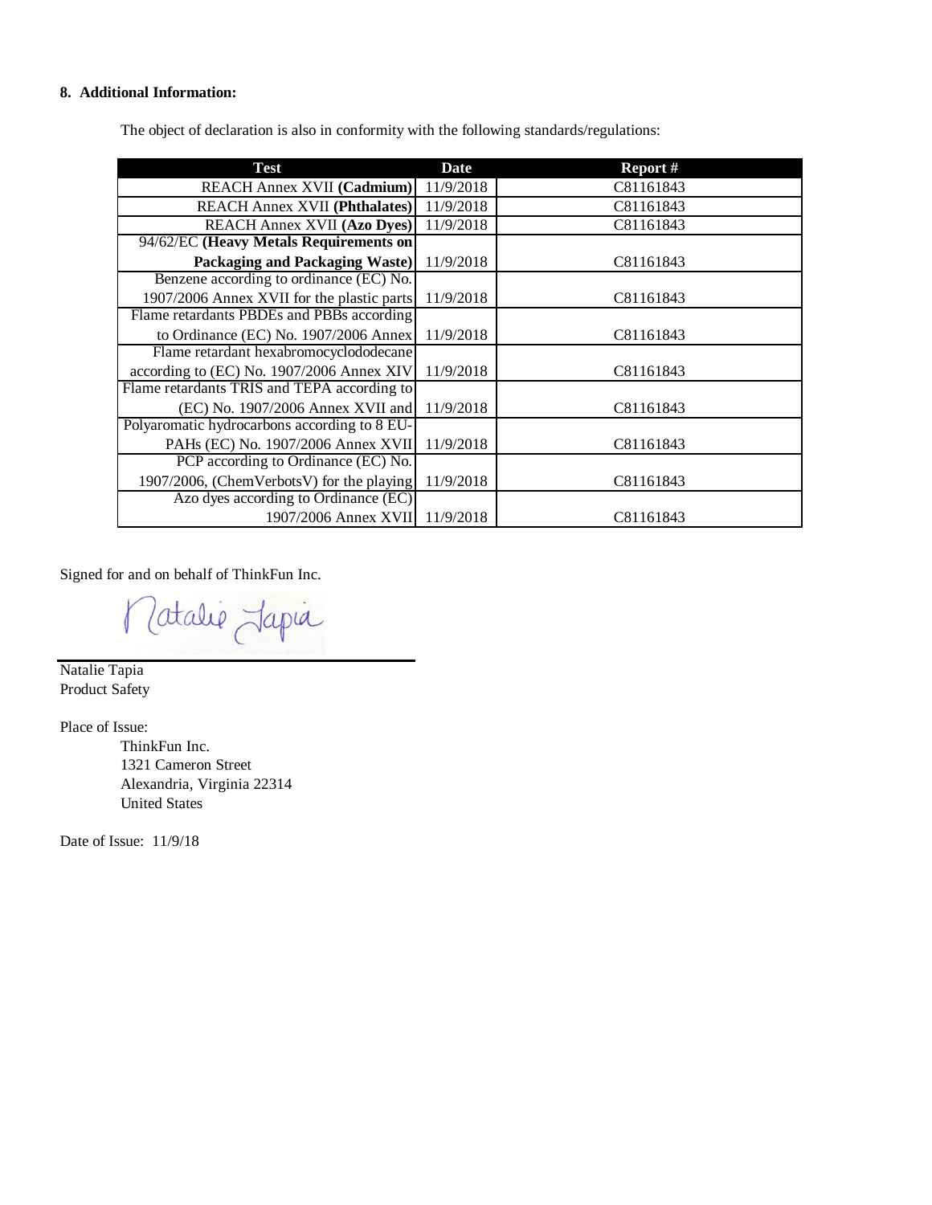**8. Additional Information:**

The object of declaration is also in conformity with the following standards/regulations:

| Test | Date | Report # |
|---|---|---|
| REACH Annex XVII **(Cadmium)** | 11/9/2018 | C81161843 |
| REACH Annex XVII **(Phthalates)** | 11/9/2018 | C81161843 |
| REACH Annex XVII **(Azo Dyes)** | 11/9/2018 | C81161843 |
| 94/62/EC **(Heavy Metals Requirements on Packaging and Packaging Waste)** | 11/9/2018 | C81161843 |
| Benzene according to ordinance (EC) No. 1907/2006 Annex XVII for the plastic parts | 11/9/2018 | C81161843 |
| Flame retardants PBDEs and PBBs according to Ordinance (EC) No. 1907/2006 Annex | 11/9/2018 | C81161843 |
| Flame retardant hexabromocyclododecane according to (EC) No. 1907/2006 Annex XIV | 11/9/2018 | C81161843 |
| Flame retardants TRIS and TEPA according to (EC) No. 1907/2006 Annex XVII and | 11/9/2018 | C81161843 |
| Polyaromatic hydrocarbons according to 8 EU-PAHs (EC) No. 1907/2006 Annex XVII | 11/9/2018 | C81161843 |
| PCP according to Ordinance (EC) No. 1907/2006, (ChemVerbotsV) for the playing | 11/9/2018 | C81161843 |
| Azo dyes according to Ordinance (EC) 1907/2006 Annex XVII | 11/9/2018 | C81161843 |

Signed for and on behalf of ThinkFun Inc.

Natalie Tapia
Product Safety

Place of Issue:

ThinkFun Inc.
1321 Cameron Street
Alexandria, Virginia 22314
United States

Date of Issue: 11/9/18